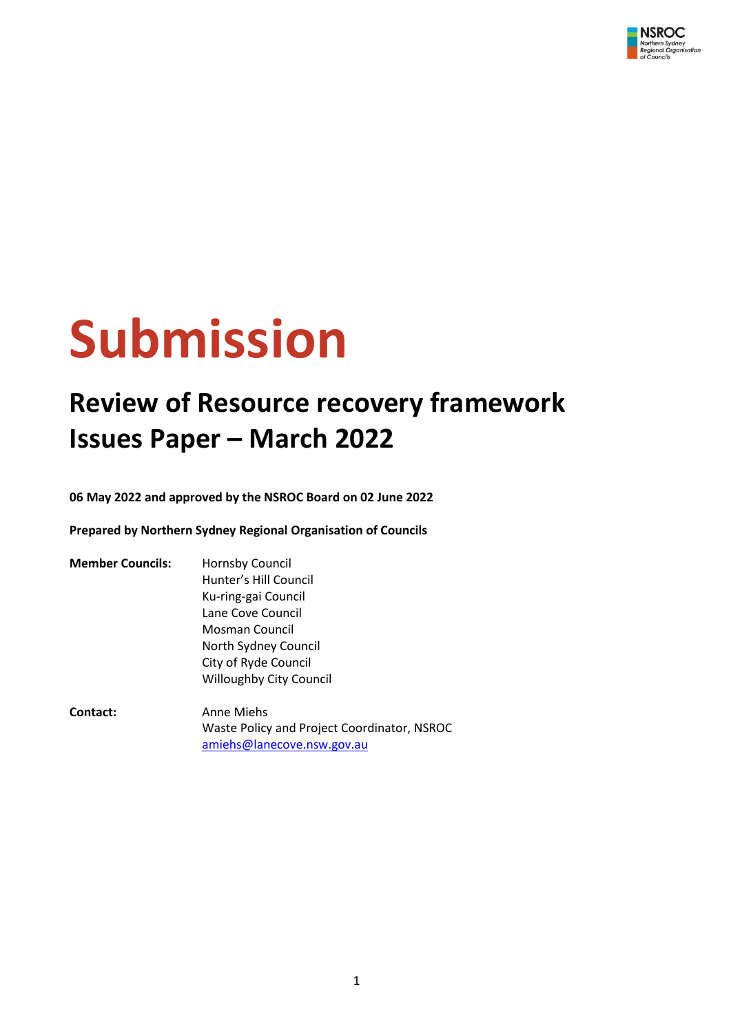NSROC
Northern Sydney Regional Organisation of Councils

# Submission

## Review of Resource recovery framework Issues Paper – March 2022

**06 May 2022 and approved by the NSROC Board on 02 June 2022**

**Prepared by Northern Sydney Regional Organisation of Councils**

**Member Councils:**
Hornsby Council
Hunter's Hill Council
Ku-ring-gai Council
Lane Cove Council
Mosman Council
North Sydney Council
City of Ryde Council
Willoughby City Council

**Contact:**
Anne Miehs
Waste Policy and Project Coordinator, NSROC
amiehs@lanecove.nsw.gov.au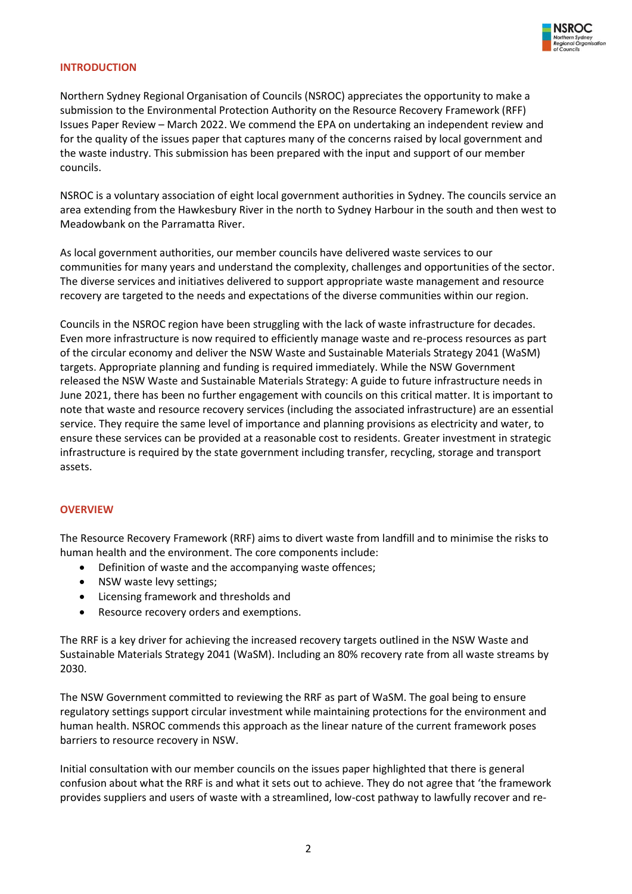## INTRODUCTION

Northern Sydney Regional Organisation of Councils (NSROC) appreciates the opportunity to make a submission to the Environmental Protection Authority on the Resource Recovery Framework (RFF) Issues Paper Review – March 2022. We commend the EPA on undertaking an independent review and for the quality of the issues paper that captures many of the concerns raised by local government and the waste industry. This submission has been prepared with the input and support of our member councils.

NSROC is a voluntary association of eight local government authorities in Sydney. The councils service an area extending from the Hawkesbury River in the north to Sydney Harbour in the south and then west to Meadowbank on the Parramatta River.

As local government authorities, our member councils have delivered waste services to our communities for many years and understand the complexity, challenges and opportunities of the sector. The diverse services and initiatives delivered to support appropriate waste management and resource recovery are targeted to the needs and expectations of the diverse communities within our region.

Councils in the NSROC region have been struggling with the lack of waste infrastructure for decades. Even more infrastructure is now required to efficiently manage waste and re-process resources as part of the circular economy and deliver the NSW Waste and Sustainable Materials Strategy 2041 (WaSM) targets. Appropriate planning and funding is required immediately. While the NSW Government released the NSW Waste and Sustainable Materials Strategy: A guide to future infrastructure needs in June 2021, there has been no further engagement with councils on this critical matter. It is important to note that waste and resource recovery services (including the associated infrastructure) are an essential service. They require the same level of importance and planning provisions as electricity and water, to ensure these services can be provided at a reasonable cost to residents. Greater investment in strategic infrastructure is required by the state government including transfer, recycling, storage and transport assets.

## OVERVIEW

The Resource Recovery Framework (RRF) aims to divert waste from landfill and to minimise the risks to human health and the environment. The core components include:

- Definition of waste and the accompanying waste offences;
- NSW waste levy settings;
- Licensing framework and thresholds and
- Resource recovery orders and exemptions.

The RRF is a key driver for achieving the increased recovery targets outlined in the NSW Waste and Sustainable Materials Strategy 2041 (WaSM). Including an 80% recovery rate from all waste streams by 2030.

The NSW Government committed to reviewing the RRF as part of WaSM. The goal being to ensure regulatory settings support circular investment while maintaining protections for the environment and human health. NSROC commends this approach as the linear nature of the current framework poses barriers to resource recovery in NSW.

Initial consultation with our member councils on the issues paper highlighted that there is general confusion about what the RRF is and what it sets out to achieve. They do not agree that 'the framework provides suppliers and users of waste with a streamlined, low-cost pathway to lawfully recover and re-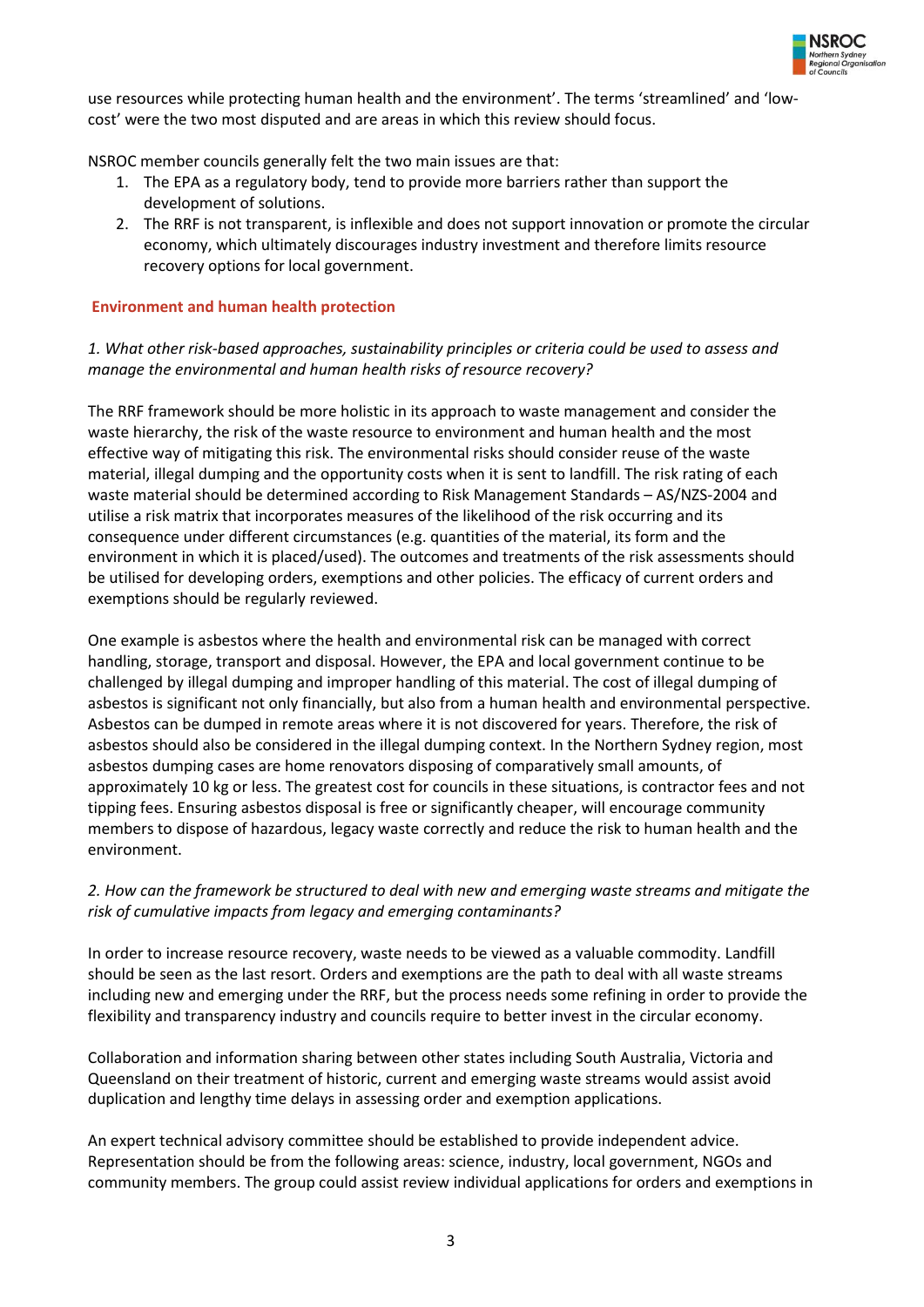use resources while protecting human health and the environment'. The terms 'streamlined' and 'low-cost' were the two most disputed and are areas in which this review should focus.

NSROC member councils generally felt the two main issues are that:

1. The EPA as a regulatory body, tend to provide more barriers rather than support the development of solutions.
2. The RRF is not transparent, is inflexible and does not support innovation or promote the circular economy, which ultimately discourages industry investment and therefore limits resource recovery options for local government.

### Environment and human health protection

*1. What other risk-based approaches, sustainability principles or criteria could be used to assess and manage the environmental and human health risks of resource recovery?*

The RRF framework should be more holistic in its approach to waste management and consider the waste hierarchy, the risk of the waste resource to environment and human health and the most effective way of mitigating this risk. The environmental risks should consider reuse of the waste material, illegal dumping and the opportunity costs when it is sent to landfill. The risk rating of each waste material should be determined according to Risk Management Standards – AS/NZS-2004 and utilise a risk matrix that incorporates measures of the likelihood of the risk occurring and its consequence under different circumstances (e.g. quantities of the material, its form and the environment in which it is placed/used). The outcomes and treatments of the risk assessments should be utilised for developing orders, exemptions and other policies. The efficacy of current orders and exemptions should be regularly reviewed.

One example is asbestos where the health and environmental risk can be managed with correct handling, storage, transport and disposal. However, the EPA and local government continue to be challenged by illegal dumping and improper handling of this material. The cost of illegal dumping of asbestos is significant not only financially, but also from a human health and environmental perspective. Asbestos can be dumped in remote areas where it is not discovered for years. Therefore, the risk of asbestos should also be considered in the illegal dumping context. In the Northern Sydney region, most asbestos dumping cases are home renovators disposing of comparatively small amounts, of approximately 10 kg or less. The greatest cost for councils in these situations, is contractor fees and not tipping fees. Ensuring asbestos disposal is free or significantly cheaper, will encourage community members to dispose of hazardous, legacy waste correctly and reduce the risk to human health and the environment.

*2. How can the framework be structured to deal with new and emerging waste streams and mitigate the risk of cumulative impacts from legacy and emerging contaminants?*

In order to increase resource recovery, waste needs to be viewed as a valuable commodity. Landfill should be seen as the last resort. Orders and exemptions are the path to deal with all waste streams including new and emerging under the RRF, but the process needs some refining in order to provide the flexibility and transparency industry and councils require to better invest in the circular economy.

Collaboration and information sharing between other states including South Australia, Victoria and Queensland on their treatment of historic, current and emerging waste streams would assist avoid duplication and lengthy time delays in assessing order and exemption applications.

An expert technical advisory committee should be established to provide independent advice. Representation should be from the following areas: science, industry, local government, NGOs and community members. The group could assist review individual applications for orders and exemptions in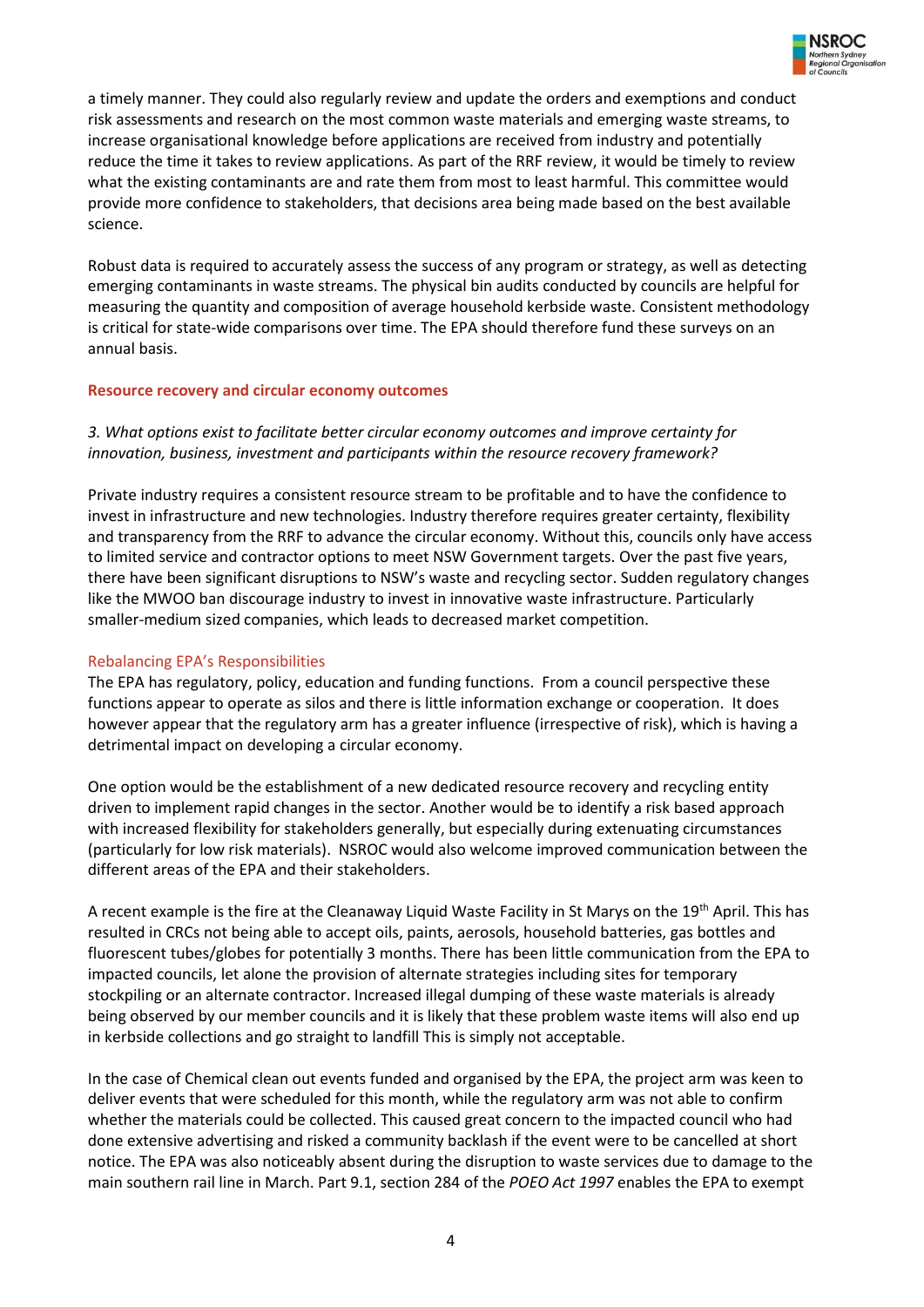a timely manner. They could also regularly review and update the orders and exemptions and conduct risk assessments and research on the most common waste materials and emerging waste streams, to increase organisational knowledge before applications are received from industry and potentially reduce the time it takes to review applications. As part of the RRF review, it would be timely to review what the existing contaminants are and rate them from most to least harmful. This committee would provide more confidence to stakeholders, that decisions area being made based on the best available science.

Robust data is required to accurately assess the success of any program or strategy, as well as detecting emerging contaminants in waste streams. The physical bin audits conducted by councils are helpful for measuring the quantity and composition of average household kerbside waste. Consistent methodology is critical for state-wide comparisons over time. The EPA should therefore fund these surveys on an annual basis.

## Resource recovery and circular economy outcomes

*3. What options exist to facilitate better circular economy outcomes and improve certainty for innovation, business, investment and participants within the resource recovery framework?*

Private industry requires a consistent resource stream to be profitable and to have the confidence to invest in infrastructure and new technologies. Industry therefore requires greater certainty, flexibility and transparency from the RRF to advance the circular economy. Without this, councils only have access to limited service and contractor options to meet NSW Government targets. Over the past five years, there have been significant disruptions to NSW's waste and recycling sector. Sudden regulatory changes like the MWOO ban discourage industry to invest in innovative waste infrastructure. Particularly smaller-medium sized companies, which leads to decreased market competition.

### Rebalancing EPA's Responsibilities

The EPA has regulatory, policy, education and funding functions. From a council perspective these functions appear to operate as silos and there is little information exchange or cooperation. It does however appear that the regulatory arm has a greater influence (irrespective of risk), which is having a detrimental impact on developing a circular economy.

One option would be the establishment of a new dedicated resource recovery and recycling entity driven to implement rapid changes in the sector. Another would be to identify a risk based approach with increased flexibility for stakeholders generally, but especially during extenuating circumstances (particularly for low risk materials). NSROC would also welcome improved communication between the different areas of the EPA and their stakeholders.

A recent example is the fire at the Cleanaway Liquid Waste Facility in St Marys on the 19th April. This has resulted in CRCs not being able to accept oils, paints, aerosols, household batteries, gas bottles and fluorescent tubes/globes for potentially 3 months. There has been little communication from the EPA to impacted councils, let alone the provision of alternate strategies including sites for temporary stockpiling or an alternate contractor. Increased illegal dumping of these waste materials is already being observed by our member councils and it is likely that these problem waste items will also end up in kerbside collections and go straight to landfill This is simply not acceptable.

In the case of Chemical clean out events funded and organised by the EPA, the project arm was keen to deliver events that were scheduled for this month, while the regulatory arm was not able to confirm whether the materials could be collected. This caused great concern to the impacted council who had done extensive advertising and risked a community backlash if the event were to be cancelled at short notice. The EPA was also noticeably absent during the disruption to waste services due to damage to the main southern rail line in March. Part 9.1, section 284 of the *POEO Act 1997* enables the EPA to exempt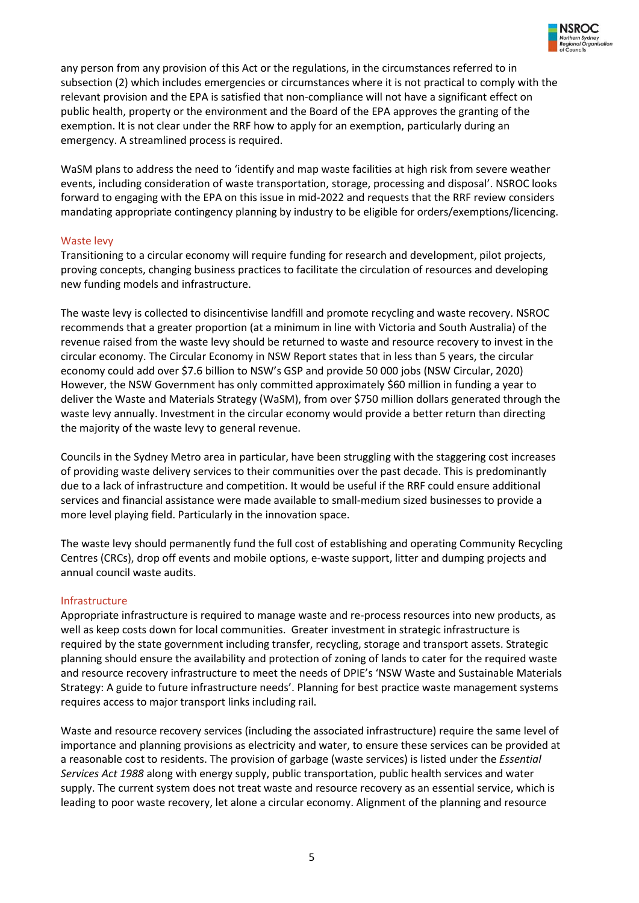any person from any provision of this Act or the regulations, in the circumstances referred to in subsection (2) which includes emergencies or circumstances where it is not practical to comply with the relevant provision and the EPA is satisfied that non-compliance will not have a significant effect on public health, property or the environment and the Board of the EPA approves the granting of the exemption. It is not clear under the RRF how to apply for an exemption, particularly during an emergency. A streamlined process is required.

WaSM plans to address the need to 'identify and map waste facilities at high risk from severe weather events, including consideration of waste transportation, storage, processing and disposal'. NSROC looks forward to engaging with the EPA on this issue in mid-2022 and requests that the RRF review considers mandating appropriate contingency planning by industry to be eligible for orders/exemptions/licencing.

### Waste levy

Transitioning to a circular economy will require funding for research and development, pilot projects, proving concepts, changing business practices to facilitate the circulation of resources and developing new funding models and infrastructure.

The waste levy is collected to disincentivise landfill and promote recycling and waste recovery. NSROC recommends that a greater proportion (at a minimum in line with Victoria and South Australia) of the revenue raised from the waste levy should be returned to waste and resource recovery to invest in the circular economy. The Circular Economy in NSW Report states that in less than 5 years, the circular economy could add over $7.6 billion to NSW's GSP and provide 50 000 jobs (NSW Circular, 2020) However, the NSW Government has only committed approximately $60 million in funding a year to deliver the Waste and Materials Strategy (WaSM), from over $750 million dollars generated through the waste levy annually. Investment in the circular economy would provide a better return than directing the majority of the waste levy to general revenue.

Councils in the Sydney Metro area in particular, have been struggling with the staggering cost increases of providing waste delivery services to their communities over the past decade. This is predominantly due to a lack of infrastructure and competition. It would be useful if the RRF could ensure additional services and financial assistance were made available to small-medium sized businesses to provide a more level playing field. Particularly in the innovation space.

The waste levy should permanently fund the full cost of establishing and operating Community Recycling Centres (CRCs), drop off events and mobile options, e-waste support, litter and dumping projects and annual council waste audits.

### Infrastructure

Appropriate infrastructure is required to manage waste and re-process resources into new products, as well as keep costs down for local communities. Greater investment in strategic infrastructure is required by the state government including transfer, recycling, storage and transport assets. Strategic planning should ensure the availability and protection of zoning of lands to cater for the required waste and resource recovery infrastructure to meet the needs of DPIE's 'NSW Waste and Sustainable Materials Strategy: A guide to future infrastructure needs'. Planning for best practice waste management systems requires access to major transport links including rail.

Waste and resource recovery services (including the associated infrastructure) require the same level of importance and planning provisions as electricity and water, to ensure these services can be provided at a reasonable cost to residents. The provision of garbage (waste services) is listed under the *Essential Services Act 1988* along with energy supply, public transportation, public health services and water supply. The current system does not treat waste and resource recovery as an essential service, which is leading to poor waste recovery, let alone a circular economy. Alignment of the planning and resource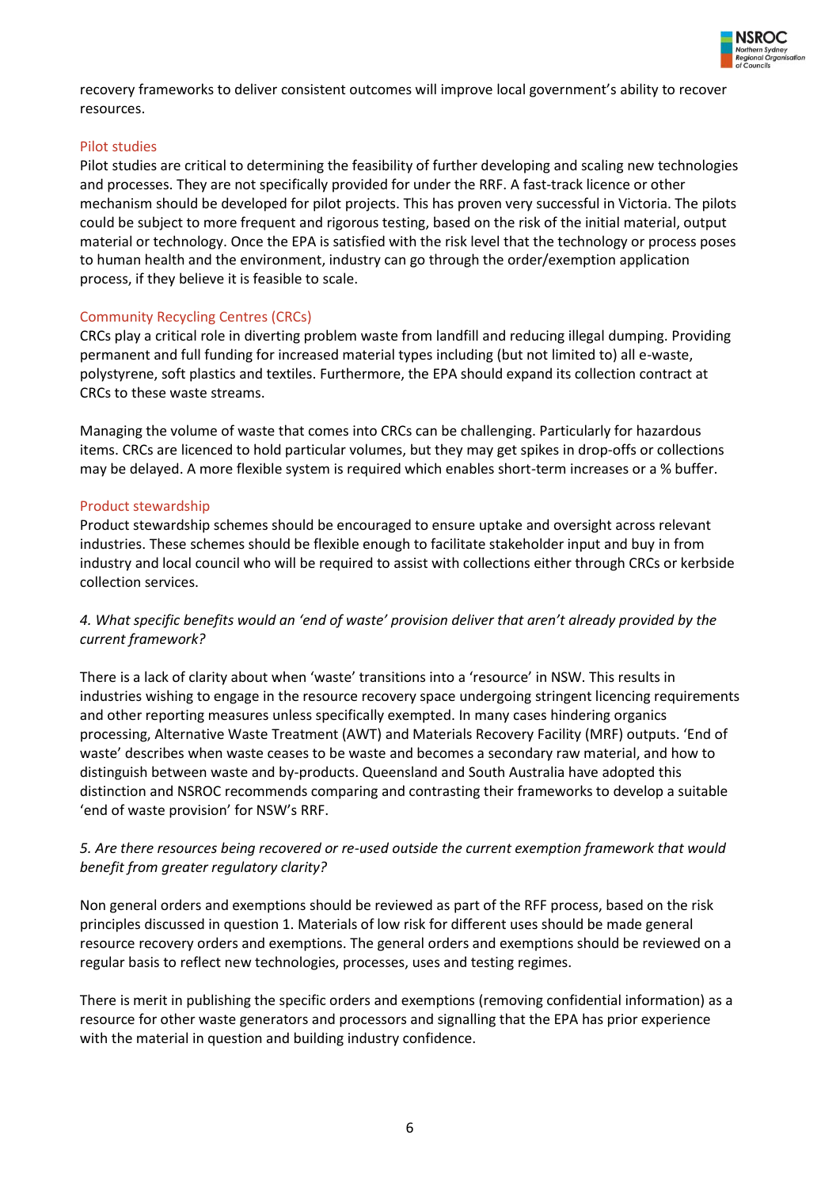recovery frameworks to deliver consistent outcomes will improve local government's ability to recover resources.

### Pilot studies

Pilot studies are critical to determining the feasibility of further developing and scaling new technologies and processes. They are not specifically provided for under the RRF. A fast-track licence or other mechanism should be developed for pilot projects. This has proven very successful in Victoria. The pilots could be subject to more frequent and rigorous testing, based on the risk of the initial material, output material or technology. Once the EPA is satisfied with the risk level that the technology or process poses to human health and the environment, industry can go through the order/exemption application process, if they believe it is feasible to scale.

### Community Recycling Centres (CRCs)

CRCs play a critical role in diverting problem waste from landfill and reducing illegal dumping. Providing permanent and full funding for increased material types including (but not limited to) all e-waste, polystyrene, soft plastics and textiles. Furthermore, the EPA should expand its collection contract at CRCs to these waste streams.

Managing the volume of waste that comes into CRCs can be challenging. Particularly for hazardous items. CRCs are licenced to hold particular volumes, but they may get spikes in drop-offs or collections may be delayed. A more flexible system is required which enables short-term increases or a % buffer.

### Product stewardship

Product stewardship schemes should be encouraged to ensure uptake and oversight across relevant industries. These schemes should be flexible enough to facilitate stakeholder input and buy in from industry and local council who will be required to assist with collections either through CRCs or kerbside collection services.

*4. What specific benefits would an 'end of waste' provision deliver that aren't already provided by the current framework?*

There is a lack of clarity about when 'waste' transitions into a 'resource' in NSW. This results in industries wishing to engage in the resource recovery space undergoing stringent licencing requirements and other reporting measures unless specifically exempted. In many cases hindering organics processing, Alternative Waste Treatment (AWT) and Materials Recovery Facility (MRF) outputs. 'End of waste' describes when waste ceases to be waste and becomes a secondary raw material, and how to distinguish between waste and by-products. Queensland and South Australia have adopted this distinction and NSROC recommends comparing and contrasting their frameworks to develop a suitable 'end of waste provision' for NSW's RRF.

*5. Are there resources being recovered or re-used outside the current exemption framework that would benefit from greater regulatory clarity?*

Non general orders and exemptions should be reviewed as part of the RFF process, based on the risk principles discussed in question 1. Materials of low risk for different uses should be made general resource recovery orders and exemptions. The general orders and exemptions should be reviewed on a regular basis to reflect new technologies, processes, uses and testing regimes.

There is merit in publishing the specific orders and exemptions (removing confidential information) as a resource for other waste generators and processors and signalling that the EPA has prior experience with the material in question and building industry confidence.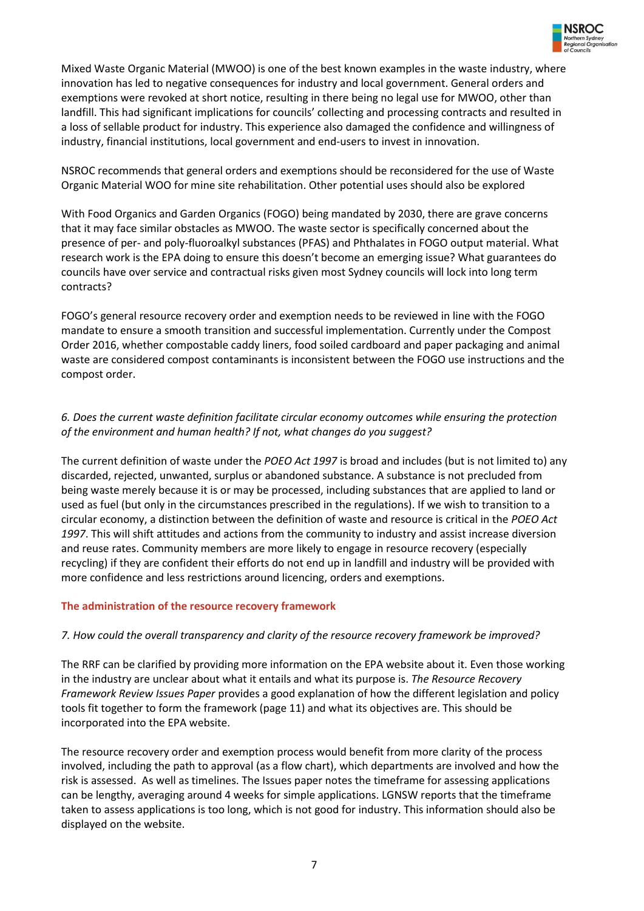Mixed Waste Organic Material (MWOO) is one of the best known examples in the waste industry, where innovation has led to negative consequences for industry and local government. General orders and exemptions were revoked at short notice, resulting in there being no legal use for MWOO, other than landfill. This had significant implications for councils' collecting and processing contracts and resulted in a loss of sellable product for industry. This experience also damaged the confidence and willingness of industry, financial institutions, local government and end-users to invest in innovation.

NSROC recommends that general orders and exemptions should be reconsidered for the use of Waste Organic Material WOO for mine site rehabilitation. Other potential uses should also be explored

With Food Organics and Garden Organics (FOGO) being mandated by 2030, there are grave concerns that it may face similar obstacles as MWOO. The waste sector is specifically concerned about the presence of per- and poly-fluoroalkyl substances (PFAS) and Phthalates in FOGO output material. What research work is the EPA doing to ensure this doesn't become an emerging issue? What guarantees do councils have over service and contractual risks given most Sydney councils will lock into long term contracts?

FOGO's general resource recovery order and exemption needs to be reviewed in line with the FOGO mandate to ensure a smooth transition and successful implementation. Currently under the Compost Order 2016, whether compostable caddy liners, food soiled cardboard and paper packaging and animal waste are considered compost contaminants is inconsistent between the FOGO use instructions and the compost order.

*6. Does the current waste definition facilitate circular economy outcomes while ensuring the protection of the environment and human health? If not, what changes do you suggest?*

The current definition of waste under the *POEO Act 1997* is broad and includes (but is not limited to) any discarded, rejected, unwanted, surplus or abandoned substance. A substance is not precluded from being waste merely because it is or may be processed, including substances that are applied to land or used as fuel (but only in the circumstances prescribed in the regulations). If we wish to transition to a circular economy, a distinction between the definition of waste and resource is critical in the *POEO Act 1997*. This will shift attitudes and actions from the community to industry and assist increase diversion and reuse rates. Community members are more likely to engage in resource recovery (especially recycling) if they are confident their efforts do not end up in landfill and industry will be provided with more confidence and less restrictions around licencing, orders and exemptions.

## The administration of the resource recovery framework

*7. How could the overall transparency and clarity of the resource recovery framework be improved?*

The RRF can be clarified by providing more information on the EPA website about it. Even those working in the industry are unclear about what it entails and what its purpose is. *The Resource Recovery Framework Review Issues Paper* provides a good explanation of how the different legislation and policy tools fit together to form the framework (page 11) and what its objectives are. This should be incorporated into the EPA website.

The resource recovery order and exemption process would benefit from more clarity of the process involved, including the path to approval (as a flow chart), which departments are involved and how the risk is assessed. As well as timelines. The Issues paper notes the timeframe for assessing applications can be lengthy, averaging around 4 weeks for simple applications. LGNSW reports that the timeframe taken to assess applications is too long, which is not good for industry. This information should also be displayed on the website.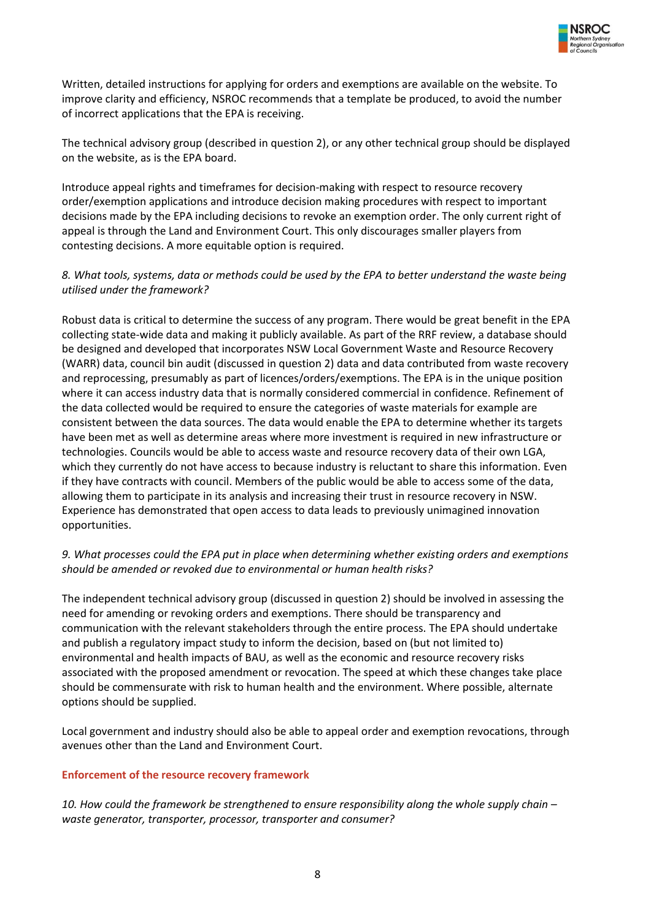Written, detailed instructions for applying for orders and exemptions are available on the website. To improve clarity and efficiency, NSROC recommends that a template be produced, to avoid the number of incorrect applications that the EPA is receiving.

The technical advisory group (described in question 2), or any other technical group should be displayed on the website, as is the EPA board.

Introduce appeal rights and timeframes for decision-making with respect to resource recovery order/exemption applications and introduce decision making procedures with respect to important decisions made by the EPA including decisions to revoke an exemption order. The only current right of appeal is through the Land and Environment Court. This only discourages smaller players from contesting decisions. A more equitable option is required.

*8. What tools, systems, data or methods could be used by the EPA to better understand the waste being utilised under the framework?*

Robust data is critical to determine the success of any program. There would be great benefit in the EPA collecting state-wide data and making it publicly available. As part of the RRF review, a database should be designed and developed that incorporates NSW Local Government Waste and Resource Recovery (WARR) data, council bin audit (discussed in question 2) data and data contributed from waste recovery and reprocessing, presumably as part of licences/orders/exemptions. The EPA is in the unique position where it can access industry data that is normally considered commercial in confidence. Refinement of the data collected would be required to ensure the categories of waste materials for example are consistent between the data sources. The data would enable the EPA to determine whether its targets have been met as well as determine areas where more investment is required in new infrastructure or technologies. Councils would be able to access waste and resource recovery data of their own LGA, which they currently do not have access to because industry is reluctant to share this information. Even if they have contracts with council. Members of the public would be able to access some of the data, allowing them to participate in its analysis and increasing their trust in resource recovery in NSW. Experience has demonstrated that open access to data leads to previously unimagined innovation opportunities.

*9. What processes could the EPA put in place when determining whether existing orders and exemptions should be amended or revoked due to environmental or human health risks?*

The independent technical advisory group (discussed in question 2) should be involved in assessing the need for amending or revoking orders and exemptions. There should be transparency and communication with the relevant stakeholders through the entire process. The EPA should undertake and publish a regulatory impact study to inform the decision, based on (but not limited to) environmental and health impacts of BAU, as well as the economic and resource recovery risks associated with the proposed amendment or revocation. The speed at which these changes take place should be commensurate with risk to human health and the environment. Where possible, alternate options should be supplied.

Local government and industry should also be able to appeal order and exemption revocations, through avenues other than the Land and Environment Court.

## Enforcement of the resource recovery framework

*10. How could the framework be strengthened to ensure responsibility along the whole supply chain – waste generator, transporter, processor, transporter and consumer?*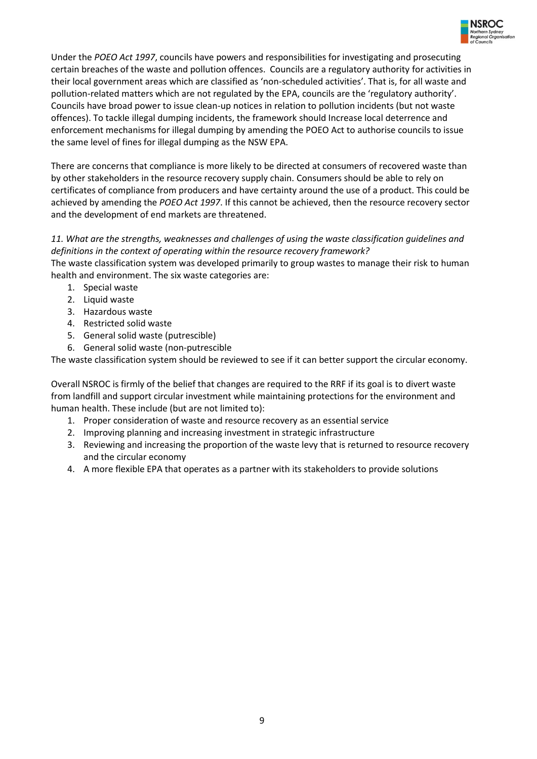Under the *POEO Act 1997*, councils have powers and responsibilities for investigating and prosecuting certain breaches of the waste and pollution offences. Councils are a regulatory authority for activities in their local government areas which are classified as 'non-scheduled activities'. That is, for all waste and pollution-related matters which are not regulated by the EPA, councils are the 'regulatory authority'. Councils have broad power to issue clean-up notices in relation to pollution incidents (but not waste offences). To tackle illegal dumping incidents, the framework should Increase local deterrence and enforcement mechanisms for illegal dumping by amending the POEO Act to authorise councils to issue the same level of fines for illegal dumping as the NSW EPA.

There are concerns that compliance is more likely to be directed at consumers of recovered waste than by other stakeholders in the resource recovery supply chain. Consumers should be able to rely on certificates of compliance from producers and have certainty around the use of a product. This could be achieved by amending the *POEO Act 1997*. If this cannot be achieved, then the resource recovery sector and the development of end markets are threatened.

*11. What are the strengths, weaknesses and challenges of using the waste classification guidelines and definitions in the context of operating within the resource recovery framework?*

The waste classification system was developed primarily to group wastes to manage their risk to human health and environment. The six waste categories are:

1. Special waste
2. Liquid waste
3. Hazardous waste
4. Restricted solid waste
5. General solid waste (putrescible)
6. General solid waste (non-putrescible

The waste classification system should be reviewed to see if it can better support the circular economy.

Overall NSROC is firmly of the belief that changes are required to the RRF if its goal is to divert waste from landfill and support circular investment while maintaining protections for the environment and human health. These include (but are not limited to):

1. Proper consideration of waste and resource recovery as an essential service
2. Improving planning and increasing investment in strategic infrastructure
3. Reviewing and increasing the proportion of the waste levy that is returned to resource recovery and the circular economy
4. A more flexible EPA that operates as a partner with its stakeholders to provide solutions